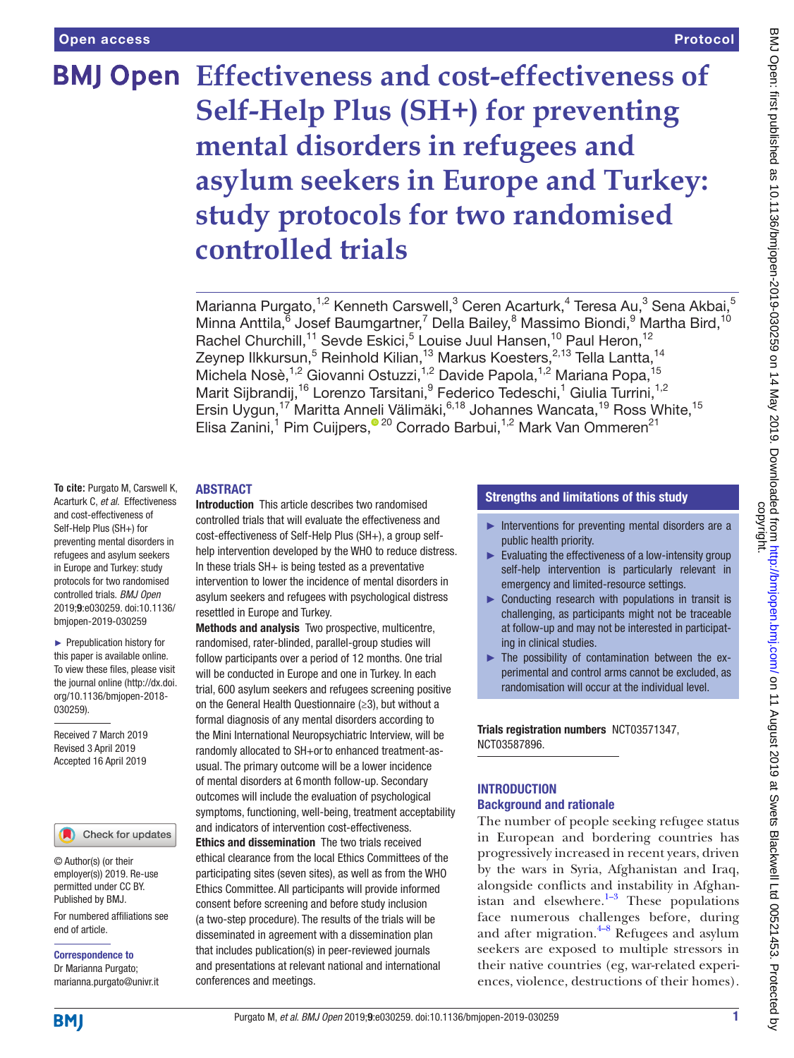Open access

Protocol

# Effectiveness and cost-effectiveness of Self-Help Plus (SH+) for preventing mental disorders in refugees and asylum seekers in Europe and Turkey: study protocols for two randomised controlled trials

Marianna Purgato,[1,2] Kenneth Carswell,[3] Ceren Acarturk,[4] Teresa Au,[3] Sena Akbai,[5] Minna Anttila,[6] Josef Baumgartner,[7] Della Bailey,[8] Massimo Biondi,[9] Martha Bird,[10] Rachel Churchill,[11] Sevde Eskici,[5] Louise Juul Hansen,[10] Paul Heron,[12] Zeynep Ilkkursun,[5] Reinhold Kilian,[13] Markus Koesters,[2,13] Tella Lantta,[14] Michela Nosè,[1,2] Giovanni Ostuzzi,[1,2] Davide Papola,[1,2] Mariana Popa,[15] Marit Sijbrandij,[16] Lorenzo Tarsitani,[9] Federico Tedeschi,[1] Giulia Turrini,[1,2] Ersin Uygun,[17] Maritta Anneli Välimäki,[6,18] Johannes Wancata,[19] Ross White,[15] Elisa Zanini,[1] Pim Cuijpers,[20] Corrado Barbui,[1,2] Mark Van Ommeren[21]

**To cite:** Purgato M, Carswell K, Acarturk C, *et al*. Effectiveness and cost-effectiveness of Self-Help Plus (SH+) for preventing mental disorders in refugees and asylum seekers in Europe and Turkey: study protocols for two randomised controlled trials. *BMJ Open* 2019;**9**:e030259. doi:10.1136/bmjopen-2019-030259

► Prepublication history for this paper is available online. To view these files, please visit the journal online (http://dx.doi.org/10.1136/bmjopen-2018-030259).

Received 7 March 2019
Revised 3 April 2019
Accepted 16 April 2019

© Author(s) (or their employer(s)) 2019. Re-use permitted under CC BY. Published by BMJ.

For numbered affiliations see end of article.

**Correspondence to**
Dr Marianna Purgato;
marianna.purgato@univr.it

## ABSTRACT

**Introduction** This article describes two randomised controlled trials that will evaluate the effectiveness and cost-effectiveness of Self-Help Plus (SH+), a group self-help intervention developed by the WHO to reduce distress. In these trials SH+ is being tested as a preventative intervention to lower the incidence of mental disorders in asylum seekers and refugees with psychological distress resettled in Europe and Turkey.

**Methods and analysis** Two prospective, multicentre, randomised, rater-blinded, parallel-group studies will follow participants over a period of 12 months. One trial will be conducted in Europe and one in Turkey. In each trial, 600 asylum seekers and refugees screening positive on the General Health Questionnaire (≥3), but without a formal diagnosis of any mental disorders according to the Mini International Neuropsychiatric Interview, will be randomly allocated to SH+or to enhanced treatment-as-usual. The primary outcome will be a lower incidence of mental disorders at 6 month follow-up. Secondary outcomes will include the evaluation of psychological symptoms, functioning, well-being, treatment acceptability and indicators of intervention cost-effectiveness.

**Ethics and dissemination** The two trials received ethical clearance from the local Ethics Committees of the participating sites (seven sites), as well as from the WHO Ethics Committee. All participants will provide informed consent before screening and before study inclusion (a two-step procedure). The results of the trials will be disseminated in agreement with a dissemination plan that includes publication(s) in peer-reviewed journals and presentations at relevant national and international conferences and meetings.

## Strengths and limitations of this study

- ► Interventions for preventing mental disorders are a public health priority.
- ► Evaluating the effectiveness of a low-intensity group self-help intervention is particularly relevant in emergency and limited-resource settings.
- ► Conducting research with populations in transit is challenging, as participants might not be traceable at follow-up and may not be interested in participating in clinical studies.
- ► The possibility of contamination between the experimental and control arms cannot be excluded, as randomisation will occur at the individual level.

**Trials registration numbers** NCT03571347, NCT03587896.

## INTRODUCTION

### Background and rationale

The number of people seeking refugee status in European and bordering countries has progressively increased in recent years, driven by the wars in Syria, Afghanistan and Iraq, alongside conflicts and instability in Afghanistan and elsewhere.[1–3] These populations face numerous challenges before, during and after migration.[4–8] Refugees and asylum seekers are exposed to multiple stressors in their native countries (eg, war-related experiences, violence, destructions of their homes).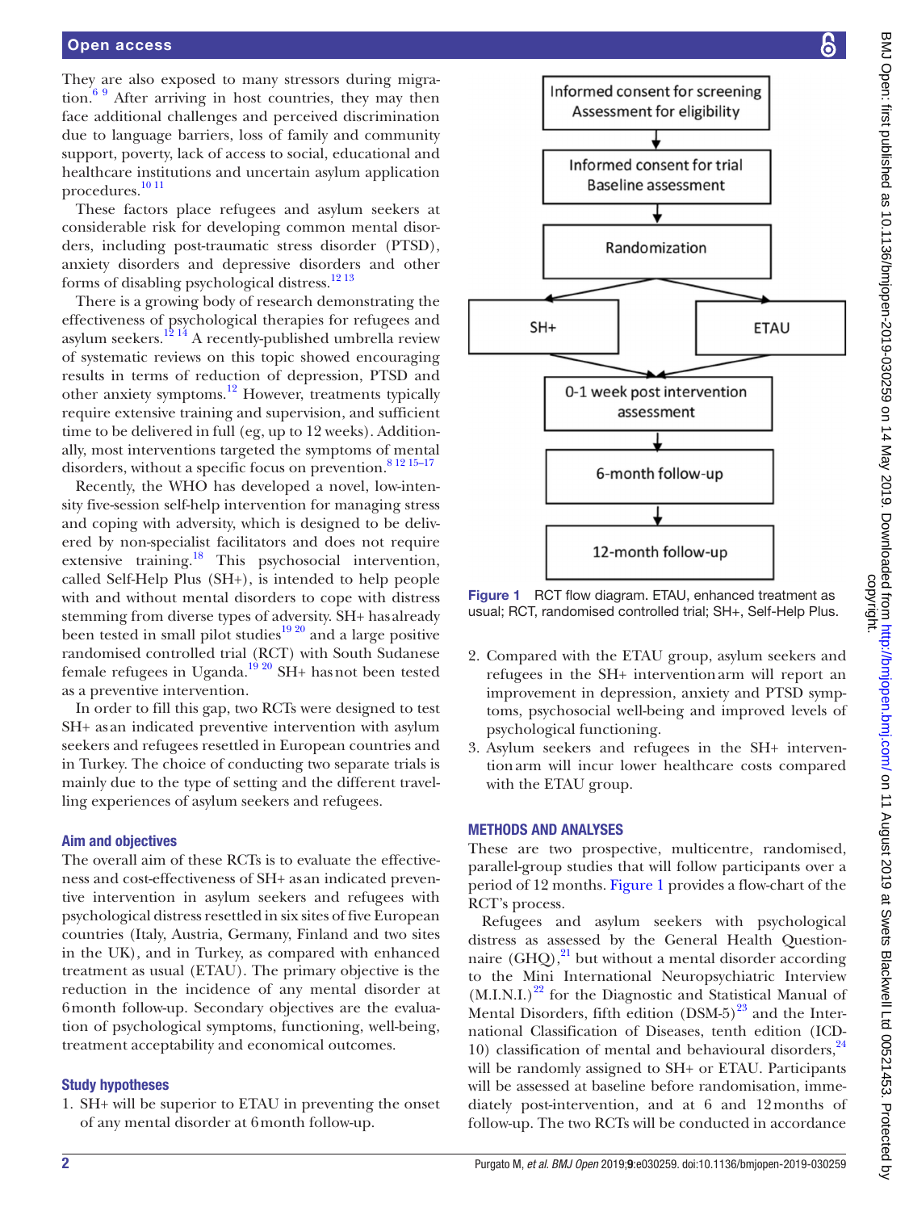They are also exposed to many stressors during migration.[6 9] After arriving in host countries, they may then face additional challenges and perceived discrimination due to language barriers, loss of family and community support, poverty, lack of access to social, educational and healthcare institutions and uncertain asylum application procedures.[10 11]

These factors place refugees and asylum seekers at considerable risk for developing common mental disorders, including post-traumatic stress disorder (PTSD), anxiety disorders and depressive disorders and other forms of disabling psychological distress.[12 13]

There is a growing body of research demonstrating the effectiveness of psychological therapies for refugees and asylum seekers.[12 14] A recently-published umbrella review of systematic reviews on this topic showed encouraging results in terms of reduction of depression, PTSD and other anxiety symptoms.[12] However, treatments typically require extensive training and supervision, and sufficient time to be delivered in full (eg, up to 12 weeks). Additionally, most interventions targeted the symptoms of mental disorders, without a specific focus on prevention.[8 12 15–17]

Recently, the WHO has developed a novel, low-intensity five-session self-help intervention for managing stress and coping with adversity, which is designed to be delivered by non-specialist facilitators and does not require extensive training.[18] This psychosocial intervention, called Self-Help Plus (SH+), is intended to help people with and without mental disorders to cope with distress stemming from diverse types of adversity. SH+ has already been tested in small pilot studies[19 20] and a large positive randomised controlled trial (RCT) with South Sudanese female refugees in Uganda.[19 20] SH+ has not been tested as a preventive intervention.

In order to fill this gap, two RCTs were designed to test SH+ as an indicated preventive intervention with asylum seekers and refugees resettled in European countries and in Turkey. The choice of conducting two separate trials is mainly due to the type of setting and the different travelling experiences of asylum seekers and refugees.

### Aim and objectives

The overall aim of these RCTs is to evaluate the effectiveness and cost-effectiveness of SH+ as an indicated preventive intervention in asylum seekers and refugees with psychological distress resettled in six sites of five European countries (Italy, Austria, Germany, Finland and two sites in the UK), and in Turkey, as compared with enhanced treatment as usual (ETAU). The primary objective is the reduction in the incidence of any mental disorder at 6month follow-up. Secondary objectives are the evaluation of psychological symptoms, functioning, well-being, treatment acceptability and economical outcomes.

### Study hypotheses

1. SH+ will be superior to ETAU in preventing the onset of any mental disorder at 6month follow-up.
2. Compared with the ETAU group, asylum seekers and refugees in the SH+ intervention arm will report an improvement in depression, anxiety and PTSD symptoms, psychosocial well-being and improved levels of psychological functioning.
3. Asylum seekers and refugees in the SH+ intervention arm will incur lower healthcare costs compared with the ETAU group.

Informed consent for screening
Assessment for eligibility
↓
Informed consent for trial
Baseline assessment
↓
Randomization
↓
SH+ | ETAU
↓
0-1 week post intervention assessment
↓
6-month follow-up
↓
12-month follow-up

Figure 1 RCT flow diagram. ETAU, enhanced treatment as usual; RCT, randomised controlled trial; SH+, Self-Help Plus.

## METHODS AND ANALYSES

These are two prospective, multicentre, randomised, parallel-group studies that will follow participants over a period of 12 months. Figure 1 provides a flow-chart of the RCT's process.

Refugees and asylum seekers with psychological distress as assessed by the General Health Questionnaire (GHQ),[21] but without a mental disorder according to the Mini International Neuropsychiatric Interview (M.I.N.I.)[22] for the Diagnostic and Statistical Manual of Mental Disorders, fifth edition (DSM-5)[23] and the International Classification of Diseases, tenth edition (ICD-10) classification of mental and behavioural disorders,[24] will be randomly assigned to SH+ or ETAU. Participants will be assessed at baseline before randomisation, immediately post-intervention, and at 6 and 12months of follow-up. The two RCTs will be conducted in accordance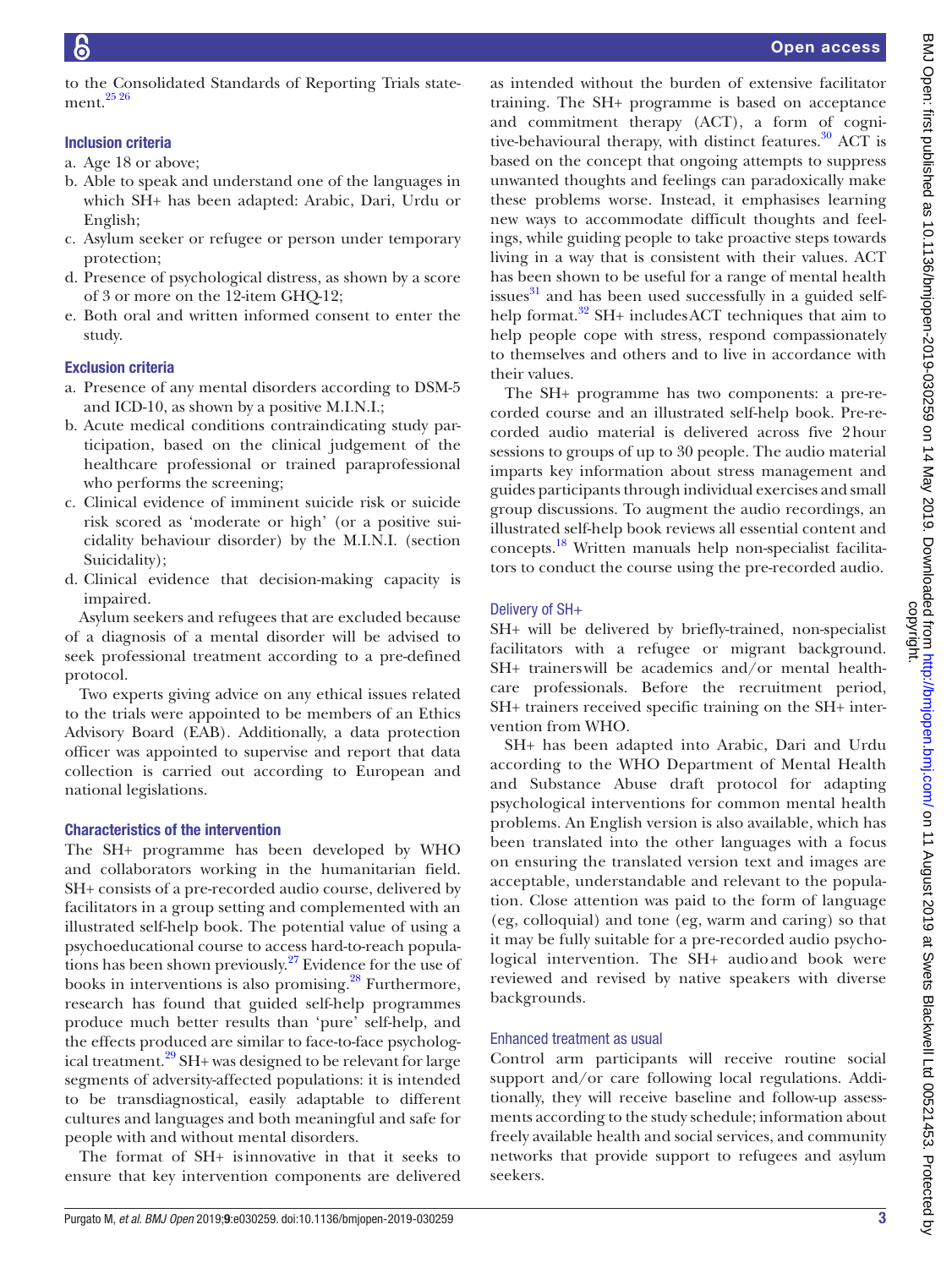to the Consolidated Standards of Reporting Trials statement.[25 26]

### Inclusion criteria

a. Age 18 or above;
b. Able to speak and understand one of the languages in which SH+ has been adapted: Arabic, Dari, Urdu or English;
c. Asylum seeker or refugee or person under temporary protection;
d. Presence of psychological distress, as shown by a score of 3 or more on the 12-item GHQ-12;
e. Both oral and written informed consent to enter the study.

### Exclusion criteria

a. Presence of any mental disorders according to DSM-5 and ICD-10, as shown by a positive M.I.N.I.;
b. Acute medical conditions contraindicating study participation, based on the clinical judgement of the healthcare professional or trained paraprofessional who performs the screening;
c. Clinical evidence of imminent suicide risk or suicide risk scored as 'moderate or high' (or a positive suicidality behaviour disorder) by the M.I.N.I. (section Suicidality);
d. Clinical evidence that decision-making capacity is impaired.

Asylum seekers and refugees that are excluded because of a diagnosis of a mental disorder will be advised to seek professional treatment according to a pre-defined protocol.

Two experts giving advice on any ethical issues related to the trials were appointed to be members of an Ethics Advisory Board (EAB). Additionally, a data protection officer was appointed to supervise and report that data collection is carried out according to European and national legislations.

### Characteristics of the intervention

The SH+ programme has been developed by WHO and collaborators working in the humanitarian field. SH+ consists of a pre-recorded audio course, delivered by facilitators in a group setting and complemented with an illustrated self-help book. The potential value of using a psychoeducational course to access hard-to-reach populations has been shown previously.[27] Evidence for the use of books in interventions is also promising.[28] Furthermore, research has found that guided self-help programmes produce much better results than 'pure' self-help, and the effects produced are similar to face-to-face psychological treatment.[29] SH+ was designed to be relevant for large segments of adversity-affected populations: it is intended to be transdiagnostical, easily adaptable to different cultures and languages and both meaningful and safe for people with and without mental disorders.

The format of SH+ is innovative in that it seeks to ensure that key intervention components are delivered as intended without the burden of extensive facilitator training. The SH+ programme is based on acceptance and commitment therapy (ACT), a form of cognitive-behavioural therapy, with distinct features.[30] ACT is based on the concept that ongoing attempts to suppress unwanted thoughts and feelings can paradoxically make these problems worse. Instead, it emphasises learning new ways to accommodate difficult thoughts and feelings, while guiding people to take proactive steps towards living in a way that is consistent with their values. ACT has been shown to be useful for a range of mental health issues[31] and has been used successfully in a guided self-help format.[32] SH+ includes ACT techniques that aim to help people cope with stress, respond compassionately to themselves and others and to live in accordance with their values.

The SH+ programme has two components: a pre-recorded course and an illustrated self-help book. Pre-recorded audio material is delivered across five 2 hour sessions to groups of up to 30 people. The audio material imparts key information about stress management and guides participants through individual exercises and small group discussions. To augment the audio recordings, an illustrated self-help book reviews all essential content and concepts.[18] Written manuals help non-specialist facilitators to conduct the course using the pre-recorded audio.

### Delivery of SH+

SH+ will be delivered by briefly-trained, non-specialist facilitators with a refugee or migrant background. SH+ trainers will be academics and/or mental healthcare professionals. Before the recruitment period, SH+ trainers received specific training on the SH+ intervention from WHO.

SH+ has been adapted into Arabic, Dari and Urdu according to the WHO Department of Mental Health and Substance Abuse draft protocol for adapting psychological interventions for common mental health problems. An English version is also available, which has been translated into the other languages with a focus on ensuring the translated version text and images are acceptable, understandable and relevant to the population. Close attention was paid to the form of language (eg, colloquial) and tone (eg, warm and caring) so that it may be fully suitable for a pre-recorded audio psychological intervention. The SH+ audio and book were reviewed and revised by native speakers with diverse backgrounds.

### Enhanced treatment as usual

Control arm participants will receive routine social support and/or care following local regulations. Additionally, they will receive baseline and follow-up assessments according to the study schedule; information about freely available health and social services, and community networks that provide support to refugees and asylum seekers.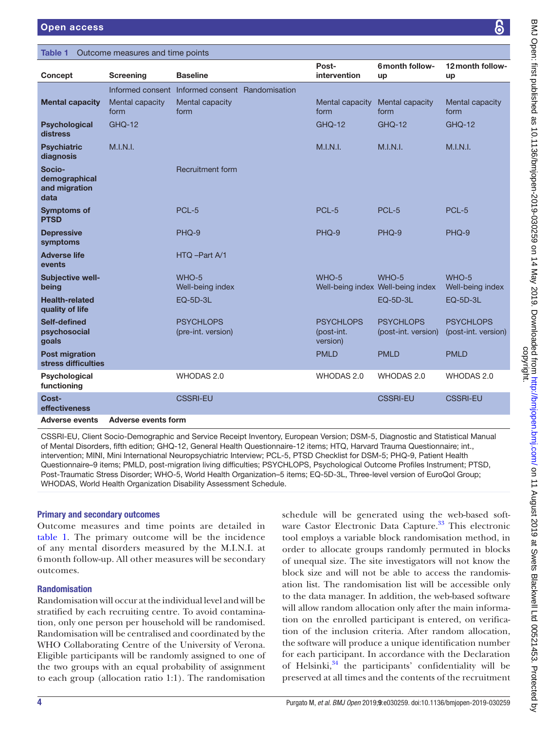**Table 1** Outcome measures and time points

| Concept | Screening | Baseline | | Post-intervention | 6 month follow-up | 12 month follow-up |
|---|---|---|---|---|---|---|
| | Informed consent | Informed consent | Randomisation | | | |
| **Mental capacity** | Mental capacity form | Mental capacity form | | Mental capacity form | Mental capacity form | Mental capacity form |
| **Psychological distress** | GHQ-12 | | | GHQ-12 | GHQ-12 | GHQ-12 |
| **Psychiatric diagnosis** | M.I.N.I. | | | M.I.N.I. | M.I.N.I. | M.I.N.I. |
| **Socio-demographical and migration data** | | Recruitment form | | | | |
| **Symptoms of PTSD** | | PCL-5 | | PCL-5 | PCL-5 | PCL-5 |
| **Depressive symptoms** | | PHQ-9 | | PHQ-9 | PHQ-9 | PHQ-9 |
| **Adverse life events** | | HTQ –Part A/1 | | | | |
| **Subjective well-being** | | WHO-5 Well-being index | | WHO-5 Well-being index | WHO-5 Well-being index | WHO-5 Well-being index |
| **Health-related quality of life** | | EQ-5D-3L | | | EQ-5D-3L | EQ-5D-3L |
| **Self-defined psychosocial goals** | | PSYCHLOPS (pre-int. version) | | PSYCHLOPS (post-int. version) | PSYCHLOPS (post-int. version) | PSYCHLOPS (post-int. version) |
| **Post migration stress difficulties** | | | | PMLD | PMLD | PMLD |
| **Psychological functioning** | | WHODAS 2.0 | | WHODAS 2.0 | WHODAS 2.0 | WHODAS 2.0 |
| **Cost-effectiveness** | | CSSRI-EU | | | CSSRI-EU | CSSRI-EU |
| **Adverse events** | **Adverse events form** | | | | | |

CSSRI-EU, Client Socio-Demographic and Service Receipt Inventory, European Version; DSM-5, Diagnostic and Statistical Manual of Mental Disorders, fifth edition; GHQ-12, General Health Questionnaire-12 items; HTQ, Harvard Trauma Questionnaire; int., intervention; MINI, Mini International Neuropsychiatric Interview; PCL-5, PTSD Checklist for DSM-5; PHQ-9, Patient Health Questionnaire–9 items; PMLD, post-migration living difficulties; PSYCHLOPS, Psychological Outcome Profiles Instrument; PTSD, Post-Traumatic Stress Disorder; WHO-5, World Health Organization–5 items; EQ-5D-3L, Three-level version of EuroQol Group; WHODAS, World Health Organization Disability Assessment Schedule.

### Primary and secondary outcomes

Outcome measures and time points are detailed in table 1. The primary outcome will be the incidence of any mental disorders measured by the M.I.N.I. at 6 month follow-up. All other measures will be secondary outcomes.

### Randomisation

Randomisation will occur at the individual level and will be stratified by each recruiting centre. To avoid contamination, only one person per household will be randomised. Randomisation will be centralised and coordinated by the WHO Collaborating Centre of the University of Verona. Eligible participants will be randomly assigned to one of the two groups with an equal probability of assignment to each group (allocation ratio 1:1). The randomisation schedule will be generated using the web-based software Castor Electronic Data Capture.[33] This electronic tool employs a variable block randomisation method, in order to allocate groups randomly permuted in blocks of unequal size. The site investigators will not know the block size and will not be able to access the randomisation list. The randomisation list will be accessible only to the data manager. In addition, the web-based software will allow random allocation only after the main information on the enrolled participant is entered, on verification of the inclusion criteria. After random allocation, the software will produce a unique identification number for each participant. In accordance with the Declaration of Helsinki,[34] the participants' confidentiality will be preserved at all times and the contents of the recruitment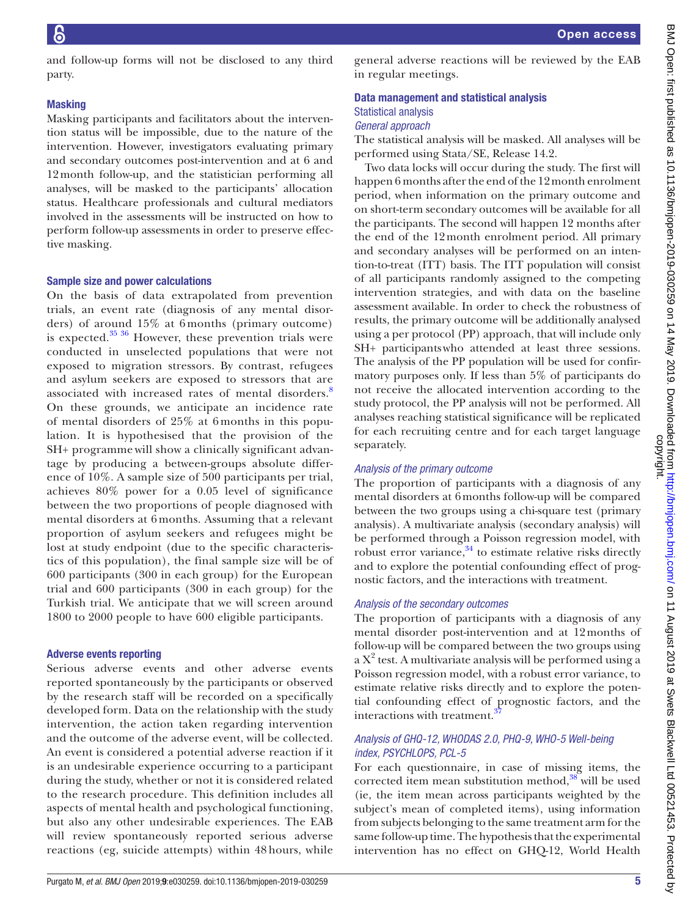and follow-up forms will not be disclosed to any third party.

### Masking

Masking participants and facilitators about the intervention status will be impossible, due to the nature of the intervention. However, investigators evaluating primary and secondary outcomes post-intervention and at 6 and 12month follow-up, and the statistician performing all analyses, will be masked to the participants' allocation status. Healthcare professionals and cultural mediators involved in the assessments will be instructed on how to perform follow-up assessments in order to preserve effective masking.

### Sample size and power calculations

On the basis of data extrapolated from prevention trials, an event rate (diagnosis of any mental disorders) of around 15% at 6months (primary outcome) is expected.[35 36] However, these prevention trials were conducted in unselected populations that were not exposed to migration stressors. By contrast, refugees and asylum seekers are exposed to stressors that are associated with increased rates of mental disorders.[8] On these grounds, we anticipate an incidence rate of mental disorders of 25% at 6months in this population. It is hypothesised that the provision of the SH+ programme will show a clinically significant advantage by producing a between-groups absolute difference of 10%. A sample size of 500 participants per trial, achieves 80% power for a 0.05 level of significance between the two proportions of people diagnosed with mental disorders at 6months. Assuming that a relevant proportion of asylum seekers and refugees might be lost at study endpoint (due to the specific characteristics of this population), the final sample size will be of 600 participants (300 in each group) for the European trial and 600 participants (300 in each group) for the Turkish trial. We anticipate that we will screen around 1800 to 2000 people to have 600 eligible participants.

### Adverse events reporting

Serious adverse events and other adverse events reported spontaneously by the participants or observed by the research staff will be recorded on a specifically developed form. Data on the relationship with the study intervention, the action taken regarding intervention and the outcome of the adverse event, will be collected. An event is considered a potential adverse reaction if it is an undesirable experience occurring to a participant during the study, whether or not it is considered related to the research procedure. This definition includes all aspects of mental health and psychological functioning, but also any other undesirable experiences. The EAB will review spontaneously reported serious adverse reactions (eg, suicide attempts) within 48hours, while general adverse reactions will be reviewed by the EAB in regular meetings.

### Data management and statistical analysis

#### Statistical analysis

##### *General approach*

The statistical analysis will be masked. All analyses will be performed using Stata/SE, Release 14.2.

Two data locks will occur during the study. The first will happen 6months after the end of the 12month enrolment period, when information on the primary outcome and on short-term secondary outcomes will be available for all the participants. The second will happen 12 months after the end of the 12month enrolment period. All primary and secondary analyses will be performed on an intention-to-treat (ITT) basis. The ITT population will consist of all participants randomly assigned to the competing intervention strategies, and with data on the baseline assessment available. In order to check the robustness of results, the primary outcome will be additionally analysed using a per protocol (PP) approach, that will include only SH+ participants who attended at least three sessions. The analysis of the PP population will be used for confirmatory purposes only. If less than 5% of participants do not receive the allocated intervention according to the study protocol, the PP analysis will not be performed. All analyses reaching statistical significance will be replicated for each recruiting centre and for each target language separately.

##### *Analysis of the primary outcome*

The proportion of participants with a diagnosis of any mental disorders at 6months follow-up will be compared between the two groups using a chi-square test (primary analysis). A multivariate analysis (secondary analysis) will be performed through a Poisson regression model, with robust error variance,[34] to estimate relative risks directly and to explore the potential confounding effect of prognostic factors, and the interactions with treatment.

##### *Analysis of the secondary outcomes*

The proportion of participants with a diagnosis of any mental disorder post-intervention and at 12months of follow-up will be compared between the two groups using a $X^2$ test. A multivariate analysis will be performed using a Poisson regression model, with a robust error variance, to estimate relative risks directly and to explore the potential confounding effect of prognostic factors, and the interactions with treatment.[37]

##### *Analysis of GHQ-12, WHODAS 2.0, PHQ-9, WHO-5 Well-being index, PSYCHLOPS, PCL-5*

For each questionnaire, in case of missing items, the corrected item mean substitution method,[38] will be used (ie, the item mean across participants weighted by the subject's mean of completed items), using information from subjects belonging to the same treatment arm for the same follow-up time. The hypothesis that the experimental intervention has no effect on GHQ-12, World Health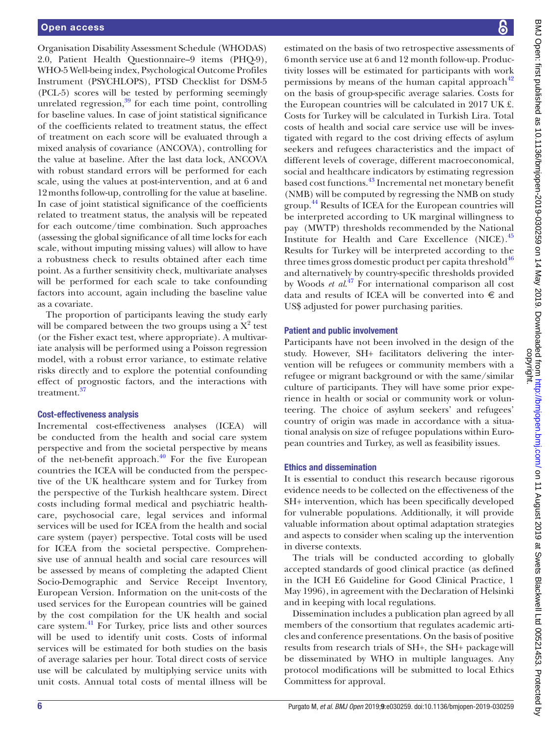Organisation Disability Assessment Schedule (WHODAS) 2.0, Patient Health Questionnaire–9 items (PHQ-9), WHO-5 Well-being index, Psychological Outcome Profiles Instrument (PSYCHLOPS), PTSD Checklist for DSM-5 (PCL-5) scores will be tested by performing seemingly unrelated regression,[39] for each time point, controlling for baseline values. In case of joint statistical significance of the coefficients related to treatment status, the effect of treatment on each score will be evaluated through a mixed analysis of covariance (ANCOVA), controlling for the value at baseline. After the last data lock, ANCOVA with robust standard errors will be performed for each scale, using the values at post-intervention, and at 6 and 12 months follow-up, controlling for the value at baseline. In case of joint statistical significance of the coefficients related to treatment status, the analysis will be repeated for each outcome/time combination. Such approaches (assessing the global significance of all time locks for each scale, without imputing missing values) will allow to have a robustness check to results obtained after each time point. As a further sensitivity check, multivariate analyses will be performed for each scale to take confounding factors into account, again including the baseline value as a covariate.

The proportion of participants leaving the study early will be compared between the two groups using a $X^2$ test (or the Fisher exact test, where appropriate). A multivariate analysis will be performed using a Poisson regression model, with a robust error variance, to estimate relative risks directly and to explore the potential confounding effect of prognostic factors, and the interactions with treatment.[37]

### Cost-effectiveness analysis

Incremental cost-effectiveness analyses (ICEA) will be conducted from the health and social care system perspective and from the societal perspective by means of the net-benefit approach.[40] For the five European countries the ICEA will be conducted from the perspective of the UK healthcare system and for Turkey from the perspective of the Turkish healthcare system. Direct costs including formal medical and psychiatric healthcare, psychosocial care, legal services and informal services will be used for ICEA from the health and social care system (payer) perspective. Total costs will be used for ICEA from the societal perspective. Comprehensive use of annual health and social care resources will be assessed by means of completing the adapted Client Socio-Demographic and Service Receipt Inventory, European Version. Information on the unit-costs of the used services for the European countries will be gained by the cost compilation for the UK health and social care system.[41] For Turkey, price lists and other sources will be used to identify unit costs. Costs of informal services will be estimated for both studies on the basis of average salaries per hour. Total direct costs of service use will be calculated by multiplying service units with unit costs. Annual total costs of mental illness will be estimated on the basis of two retrospective assessments of 6 month service use at 6 and 12 month follow-up. Productivity losses will be estimated for participants with work permissions by means of the human capital approach[42] on the basis of group-specific average salaries. Costs for the European countries will be calculated in 2017 UK £. Costs for Turkey will be calculated in Turkish Lira. Total costs of health and social care service use will be investigated with regard to the cost driving effects of asylum seekers and refugees characteristics and the impact of different levels of coverage, different macroeconomical, social and healthcare indicators by estimating regression based cost functions.[43] Incremental net monetary benefit (NMB) will be computed by regressing the NMB on study group.[44] Results of ICEA for the European countries will be interpreted according to UK marginal willingness to pay (MWTP) thresholds recommended by the National Institute for Health and Care Excellence (NICE).[45] Results for Turkey will be interpreted according to the three times gross domestic product per capita threshold[46] and alternatively by country-specific thresholds provided by Woods *et al*.[47] For international comparison all cost data and results of ICEA will be converted into € and US$ adjusted for power purchasing parities.

### Patient and public involvement

Participants have not been involved in the design of the study. However, SH+ facilitators delivering the intervention will be refugees or community members with a refugee or migrant background or with the same/similar culture of participants. They will have some prior experience in health or social or community work or volunteering. The choice of asylum seekers' and refugees' country of origin was made in accordance with a situational analysis on size of refugee populations within European countries and Turkey, as well as feasibility issues.

### Ethics and dissemination

It is essential to conduct this research because rigorous evidence needs to be collected on the effectiveness of the SH+ intervention, which has been specifically developed for vulnerable populations. Additionally, it will provide valuable information about optimal adaptation strategies and aspects to consider when scaling up the intervention in diverse contexts.

The trials will be conducted according to globally accepted standards of good clinical practice (as defined in the ICH E6 Guideline for Good Clinical Practice, 1 May 1996), in agreement with the Declaration of Helsinki and in keeping with local regulations.

Dissemination includes a publication plan agreed by all members of the consortium that regulates academic articles and conference presentations. On the basis of positive results from research trials of SH+, the SH+ package will be disseminated by WHO in multiple languages. Any protocol modifications will be submitted to local Ethics Committess for approval.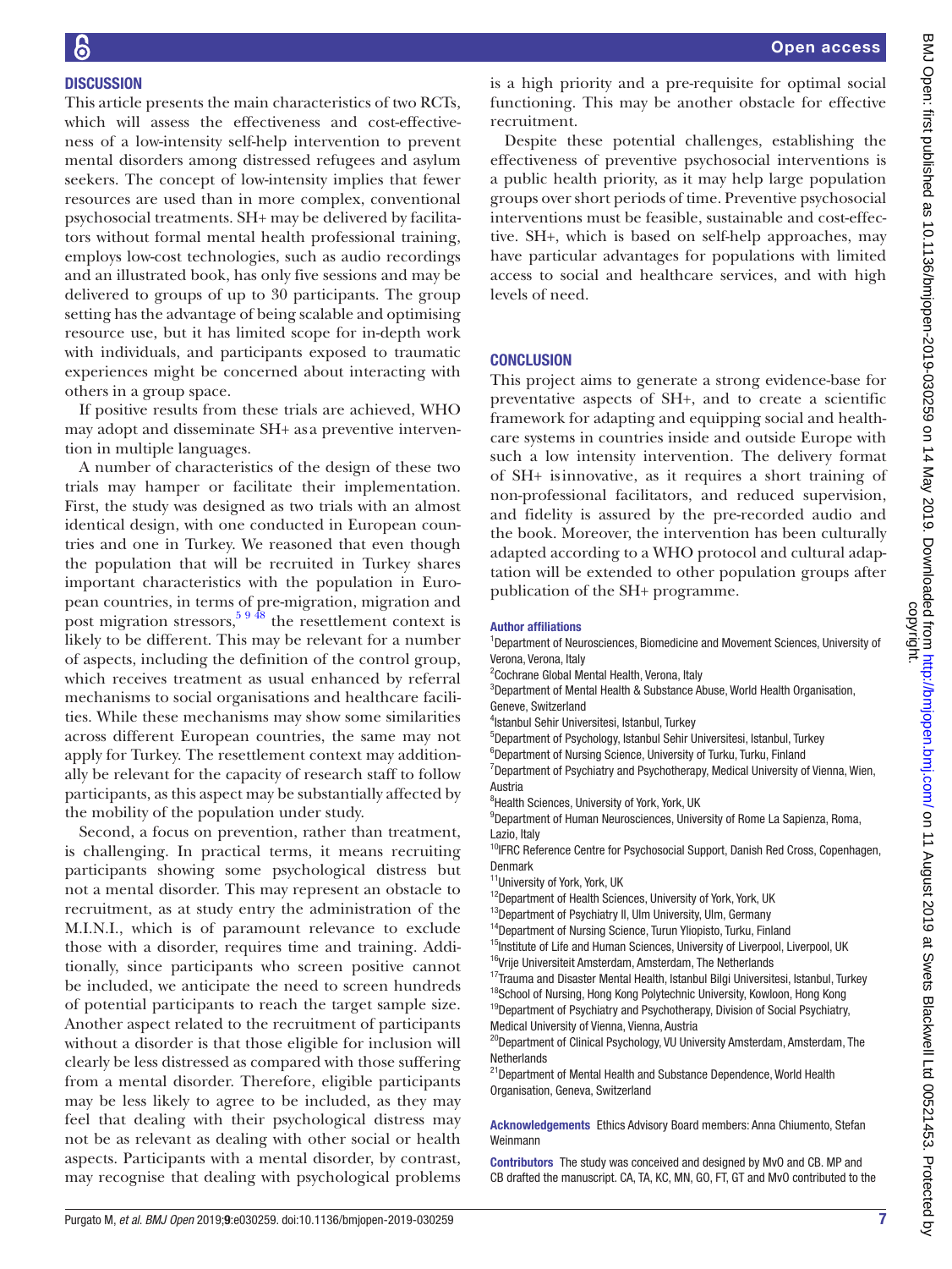## DISCUSSION

This article presents the main characteristics of two RCTs, which will assess the effectiveness and cost-effectiveness of a low-intensity self-help intervention to prevent mental disorders among distressed refugees and asylum seekers. The concept of low-intensity implies that fewer resources are used than in more complex, conventional psychosocial treatments. SH+ may be delivered by facilitators without formal mental health professional training, employs low-cost technologies, such as audio recordings and an illustrated book, has only five sessions and may be delivered to groups of up to 30 participants. The group setting has the advantage of being scalable and optimising resource use, but it has limited scope for in-depth work with individuals, and participants exposed to traumatic experiences might be concerned about interacting with others in a group space.

If positive results from these trials are achieved, WHO may adopt and disseminate SH+ asa preventive intervention in multiple languages.

A number of characteristics of the design of these two trials may hamper or facilitate their implementation. First, the study was designed as two trials with an almost identical design, with one conducted in European countries and one in Turkey. We reasoned that even though the population that will be recruited in Turkey shares important characteristics with the population in European countries, in terms of pre-migration, migration and post migration stressors,[5 9 48] the resettlement context is likely to be different. This may be relevant for a number of aspects, including the definition of the control group, which receives treatment as usual enhanced by referral mechanisms to social organisations and healthcare facilities. While these mechanisms may show some similarities across different European countries, the same may not apply for Turkey. The resettlement context may additionally be relevant for the capacity of research staff to follow participants, as this aspect may be substantially affected by the mobility of the population under study.

Second, a focus on prevention, rather than treatment, is challenging. In practical terms, it means recruiting participants showing some psychological distress but not a mental disorder. This may represent an obstacle to recruitment, as at study entry the administration of the M.I.N.I., which is of paramount relevance to exclude those with a disorder, requires time and training. Additionally, since participants who screen positive cannot be included, we anticipate the need to screen hundreds of potential participants to reach the target sample size. Another aspect related to the recruitment of participants without a disorder is that those eligible for inclusion will clearly be less distressed as compared with those suffering from a mental disorder. Therefore, eligible participants may be less likely to agree to be included, as they may feel that dealing with their psychological distress may not be as relevant as dealing with other social or health aspects. Participants with a mental disorder, by contrast, may recognise that dealing with psychological problems is a high priority and a pre-requisite for optimal social functioning. This may be another obstacle for effective recruitment.

Despite these potential challenges, establishing the effectiveness of preventive psychosocial interventions is a public health priority, as it may help large population groups over short periods of time. Preventive psychosocial interventions must be feasible, sustainable and cost-effective. SH+, which is based on self-help approaches, may have particular advantages for populations with limited access to social and healthcare services, and with high levels of need.

## CONCLUSION

This project aims to generate a strong evidence-base for preventative aspects of SH+, and to create a scientific framework for adapting and equipping social and healthcare systems in countries inside and outside Europe with such a low intensity intervention. The delivery format of SH+ isinnovative, as it requires a short training of non-professional facilitators, and reduced supervision, and fidelity is assured by the pre-recorded audio and the book. Moreover, the intervention has been culturally adapted according to a WHO protocol and cultural adaptation will be extended to other population groups after publication of the SH+ programme.

**Author affiliations**

[1]Department of Neurosciences, Biomedicine and Movement Sciences, University of Verona, Verona, Italy
[2]Cochrane Global Mental Health, Verona, Italy
[3]Department of Mental Health & Substance Abuse, World Health Organisation, Geneve, Switzerland
[4]Istanbul Sehir Universitesi, Istanbul, Turkey
[5]Department of Psychology, Istanbul Sehir Universitesi, Istanbul, Turkey
[6]Department of Nursing Science, University of Turku, Turku, Finland
[7]Department of Psychiatry and Psychotherapy, Medical University of Vienna, Wien, Austria
[8]Health Sciences, University of York, York, UK
[9]Department of Human Neurosciences, University of Rome La Sapienza, Roma, Lazio, Italy
[10]IFRC Reference Centre for Psychosocial Support, Danish Red Cross, Copenhagen, Denmark
[11]University of York, York, UK
[12]Department of Health Sciences, University of York, York, UK
[13]Department of Psychiatry II, Ulm University, Ulm, Germany
[14]Department of Nursing Science, Turun Yliopisto, Turku, Finland
[15]Institute of Life and Human Sciences, University of Liverpool, Liverpool, UK
[16]Vrije Universiteit Amsterdam, Amsterdam, The Netherlands
[17]Trauma and Disaster Mental Health, Istanbul Bilgi Universitesi, Istanbul, Turkey
[18]School of Nursing, Hong Kong Polytechnic University, Kowloon, Hong Kong
[19]Department of Psychiatry and Psychotherapy, Division of Social Psychiatry, Medical University of Vienna, Vienna, Austria
[20]Department of Clinical Psychology, VU University Amsterdam, Amsterdam, The Netherlands
[21]Department of Mental Health and Substance Dependence, World Health Organisation, Geneva, Switzerland

**Acknowledgements** Ethics Advisory Board members: Anna Chiumento, Stefan Weinmann

**Contributors** The study was conceived and designed by MvO and CB. MP and CB drafted the manuscript. CA, TA, KC, MN, GO, FT, GT and MvO contributed to the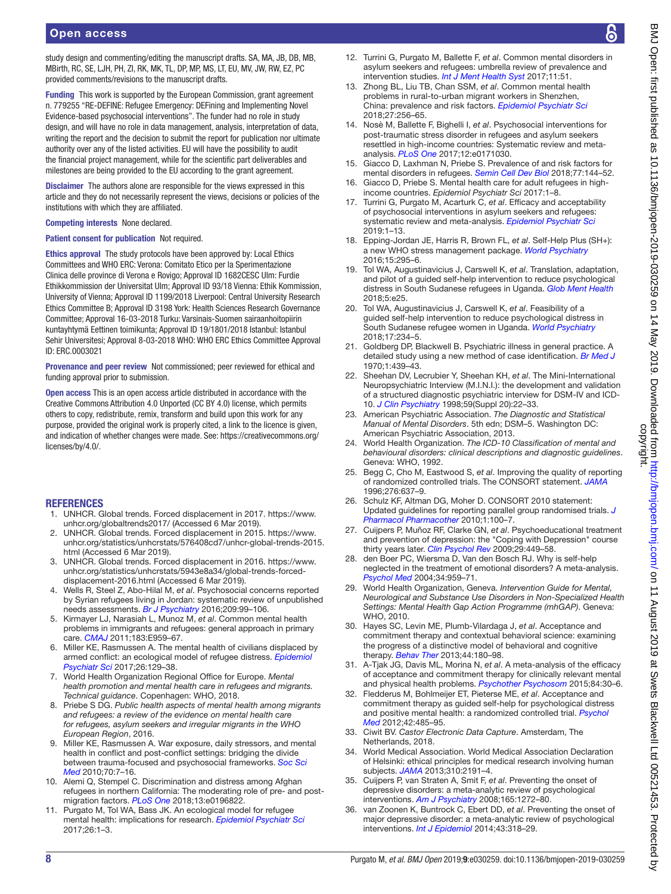study design and commenting/editing the manuscript drafts. SA, MA, JB, DB, MB, MBirth, RC, SE, LJH, PH, ZI, RK, MK, TL, DP, MP, MS, LT, EU, MV, JW, RW, EZ, PC provided comments/revisions to the manuscript drafts.

**Funding** This work is supported by the European Commission, grant agreement n. 779255 "RE-DEFINE: Refugee Emergency: DEFining and Implementing Novel Evidence-based psychosocial interventions". The funder had no role in study design, and will have no role in data management, analysis, interpretation of data, writing the report and the decision to submit the report for publication nor ultimate authority over any of the listed activities. EU will have the possibility to audit the financial project management, while for the scientific part deliverables and milestones are being provided to the EU according to the grant agreement.

**Disclaimer** The authors alone are responsible for the views expressed in this article and they do not necessarily represent the views, decisions or policies of the institutions with which they are affiliated.

**Competing interests** None declared.

**Patient consent for publication** Not required.

**Ethics approval** The study protocols have been approved by: Local Ethics Committees and WHO ERC: Verona: Comitato Etico per la Sperimentazione Clinica delle province di Verona e Rovigo; Approval ID 1682CESC Ulm: Furdie Ethikkommission der Universitat Ulm; Approval ID 93/18 Vienna: Ethik Kommission, University of Vienna; Approval ID 1199/2018 Liverpool: Central University Research Ethics Committee B; Approval ID 3198 York: Health Sciences Research Governance Committee; Approval 16-03-2018 Turku: Varsinais-Suomen sairaanhoitopiirin kuntayhtymä Eettinen toimikunta; Approval ID 19/1801/2018 Istanbul: Istanbul Sehir Universitesi; Approval 8-03-2018 WHO: WHO ERC Ethics Committee Approval ID: ERC.0003021

**Provenance and peer review** Not commissioned; peer reviewed for ethical and funding approval prior to submission.

**Open access** This is an open access article distributed in accordance with the Creative Commons Attribution 4.0 Unported (CC BY 4.0) license, which permits others to copy, redistribute, remix, transform and build upon this work for any purpose, provided the original work is properly cited, a link to the licence is given, and indication of whether changes were made. See: https://creativecommons.org/licenses/by/4.0/.

## REFERENCES

1. UNHCR. Global trends. Forced displacement in 2017. https://www.unhcr.org/globaltrends2017/ (Accessed 6 Mar 2019).
2. UNHCR. Global trends. Forced displacement in 2015. https://www.unhcr.org/statistics/unhcrstats/576408cd7/unhcr-global-trends-2015.html (Accessed 6 Mar 2019).
3. UNHCR. Global trends. Forced displacement in 2016. https://www.unhcr.org/statistics/unhcrstats/5943e8a34/global-trends-forced-displacement-2016.html (Accessed 6 Mar 2019).
4. Wells R, Steel Z, Abo-Hilal M, *et al*. Psychosocial concerns reported by Syrian refugees living in Jordan: systematic review of unpublished needs assessments. *Br J Psychiatry* 2016;209:99–106.
5. Kirmayer LJ, Narasiah L, Munoz M, *et al*. Common mental health problems in immigrants and refugees: general approach in primary care. *CMAJ* 2011;183:E959–67.
6. Miller KE, Rasmussen A. The mental health of civilians displaced by armed conflict: an ecological model of refugee distress. *Epidemiol Psychiatr Sci* 2017;26:129–38.
7. World Health Organization Regional Office for Europe. *Mental health promotion and mental health care in refugees and migrants. Technical guidance*. Copenhagen: WHO, 2018.
8. Priebe S DG. *Public health aspects of mental health among migrants and refugees: a review of the evidence on mental health care for refugees, asylum seekers and irregular migrants in the WHO European Region*, 2016.
9. Miller KE, Rasmussen A. War exposure, daily stressors, and mental health in conflict and post-conflict settings: bridging the divide between trauma-focused and psychosocial frameworks. *Soc Sci Med* 2010;70:7–16.
10. Alemi Q, Stempel C. Discrimination and distress among Afghan refugees in northern California: The moderating role of pre- and post-migration factors. *PLoS One* 2018;13:e0196822.
11. Purgato M, Tol WA, Bass JK. An ecological model for refugee mental health: implications for research. *Epidemiol Psychiatr Sci* 2017;26:1–3.
12. Turrini G, Purgato M, Ballette F, *et al*. Common mental disorders in asylum seekers and refugees: umbrella review of prevalence and intervention studies. *Int J Ment Health Syst* 2017;11:51.
13. Zhong BL, Liu TB, Chan SSM, *et al*. Common mental health problems in rural-to-urban migrant workers in Shenzhen, China: prevalence and risk factors. *Epidemiol Psychiatr Sci* 2018;27:256–65.
14. Nosè M, Ballette F, Bighelli I, *et al*. Psychosocial interventions for post-traumatic stress disorder in refugees and asylum seekers resettled in high-income countries: Systematic review and meta-analysis. *PLoS One* 2017;12:e0171030.
15. Giacco D, Laxhman N, Priebe S. Prevalence of and risk factors for mental disorders in refugees. *Semin Cell Dev Biol* 2018;77:144–52.
16. Giacco D, Priebe S. Mental health care for adult refugees in high-income countries. *Epidemiol Psychiatr Sci* 2017:1–8.
17. Turrini G, Purgato M, Acarturk C, *et al*. Efficacy and acceptability of psychosocial interventions in asylum seekers and refugees: systematic review and meta-analysis. *Epidemiol Psychiatr Sci* 2019:1–13.
18. Epping-Jordan JE, Harris R, Brown FL, *et al*. Self-Help Plus (SH+): a new WHO stress management package. *World Psychiatry* 2016;15:295–6.
19. Tol WA, Augustinavicius J, Carswell K, *et al*. Translation, adaptation, and pilot of a guided self-help intervention to reduce psychological distress in South Sudanese refugees in Uganda. *Glob Ment Health* 2018;5:e25.
20. Tol WA, Augustinavicius J, Carswell K, *et al*. Feasibility of a guided self-help intervention to reduce psychological distress in South Sudanese refugee women in Uganda. *World Psychiatry* 2018;17:234–5.
21. Goldberg DP, Blackwell B. Psychiatric illness in general practice. A detailed study using a new method of case identification. *Br Med J* 1970;1:439–43.
22. Sheehan DV, Lecrubier Y, Sheehan KH, *et al*. The Mini-International Neuropsychiatric Interview (M.I.N.I.): the development and validation of a structured diagnostic psychiatric interview for DSM-IV and ICD-10. *J Clin Psychiatry* 1998;59(Suppl 20):22–33.
23. American Psychiatric Association. *The Diagnostic and Statistical Manual of Mental Disorders*. 5th edn; DSM–5. Washington DC: American Psychiatric Association, 2013.
24. World Health Organization. *The ICD-10 Classification of mental and behavioural disorders: clinical descriptions and diagnostic guidelines*. Geneva: WHO, 1992.
25. Begg C, Cho M, Eastwood S, *et al*. Improving the quality of reporting of randomized controlled trials. The CONSORT statement. *JAMA* 1996;276:637–9.
26. Schulz KF, Altman DG, Moher D. CONSORT 2010 statement: Updated guidelines for reporting parallel group randomised trials. *J Pharmacol Pharmacother* 2010;1:100–7.
27. Cuijpers P, Muñoz RF, Clarke GN, *et al*. Psychoeducational treatment and prevention of depression: the "Coping with Depression" course thirty years later. *Clin Psychol Rev* 2009;29:449–58.
28. den Boer PC, Wiersma D, Van den Bosch RJ. Why is self-help neglected in the treatment of emotional disorders? A meta-analysis. *Psychol Med* 2004;34:959–71.
29. World Health Organization, Geneva. *Intervention Guide for Mental, Neurological and Substance Use Disorders in Non-Specialized Health Settings: Mental Health Gap Action Programme (mhGAP)*. Geneva: WHO, 2010.
30. Hayes SC, Levin ME, Plumb-Vilardaga J, *et al*. Acceptance and commitment therapy and contextual behavioral science: examining the progress of a distinctive model of behavioral and cognitive therapy. *Behav Ther* 2013;44:180–98.
31. A-Tjak JG, Davis ML, Morina N, *et al*. A meta-analysis of the efficacy of acceptance and commitment therapy for clinically relevant mental and physical health problems. *Psychother Psychosom* 2015;84:30–6.
32. Fledderus M, Bohlmeijer ET, Pieterse ME, *et al*. Acceptance and commitment therapy as guided self-help for psychological distress and positive mental health: a randomized controlled trial. *Psychol Med* 2012;42:485–95.
33. Ciwit BV. *Castor Electronic Data Capture*. Amsterdam, The Netherlands, 2018.
34. World Medical Association. World Medical Association Declaration of Helsinki: ethical principles for medical research involving human subjects. *JAMA* 2013;310:2191–4.
35. Cuijpers P, van Straten A, Smit F, *et al*. Preventing the onset of depressive disorders: a meta-analytic review of psychological interventions. *Am J Psychiatry* 2008;165:1272–80.
36. van Zoonen K, Buntrock C, Ebert DD, *et al*. Preventing the onset of major depressive disorder: a meta-analytic review of psychological interventions. *Int J Epidemiol* 2014;43:318–29.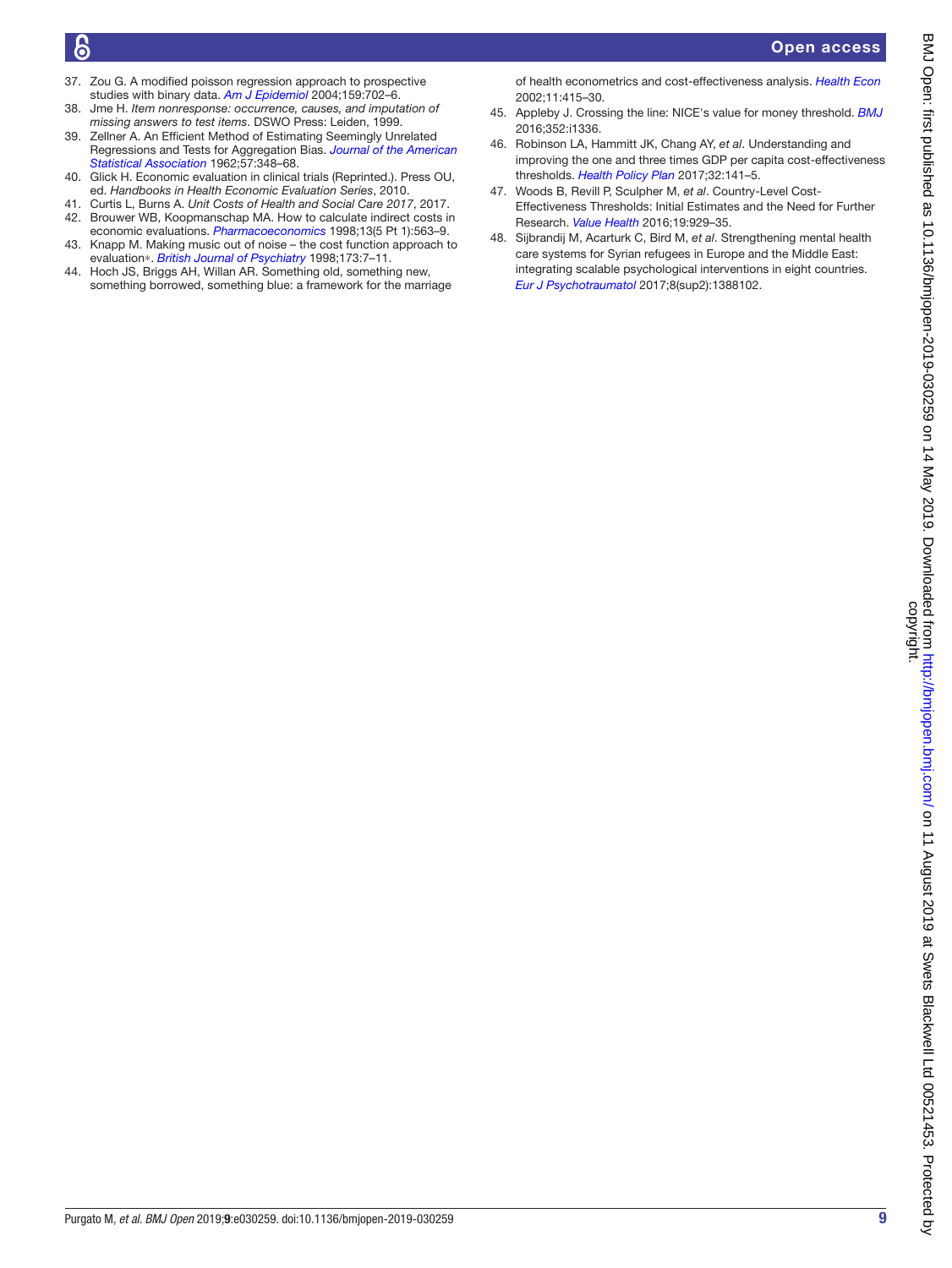37. Zou G. A modified poisson regression approach to prospective studies with binary data. *Am J Epidemiol* 2004;159:702–6.
38. Jme H. *Item nonresponse: occurrence, causes, and imputation of missing answers to test items*. DSWO Press: Leiden, 1999.
39. Zellner A. An Efficient Method of Estimating Seemingly Unrelated Regressions and Tests for Aggregation Bias. *Journal of the American Statistical Association* 1962;57:348–68.
40. Glick H. Economic evaluation in clinical trials (Reprinted.). Press OU, ed. *Handbooks in Health Economic Evaluation Series*, 2010.
41. Curtis L, Burns A. *Unit Costs of Health and Social Care 2017*, 2017.
42. Brouwer WB, Koopmanschap MA. How to calculate indirect costs in economic evaluations. *Pharmacoeconomics* 1998;13(5 Pt 1):563–9.
43. Knapp M. Making music out of noise – the cost function approach to evaluation*. *British Journal of Psychiatry* 1998;173:7–11.
44. Hoch JS, Briggs AH, Willan AR. Something old, something new, something borrowed, something blue: a framework for the marriage of health econometrics and cost-effectiveness analysis. *Health Econ* 2002;11:415–30.
45. Appleby J. Crossing the line: NICE's value for money threshold. *BMJ* 2016;352:i1336.
46. Robinson LA, Hammitt JK, Chang AY, *et al*. Understanding and improving the one and three times GDP per capita cost-effectiveness thresholds. *Health Policy Plan* 2017;32:141–5.
47. Woods B, Revill P, Sculpher M, *et al*. Country-Level Cost-Effectiveness Thresholds: Initial Estimates and the Need for Further Research. *Value Health* 2016;19:929–35.
48. Sijbrandij M, Acarturk C, Bird M, *et al*. Strengthening mental health care systems for Syrian refugees in Europe and the Middle East: integrating scalable psychological interventions in eight countries. *Eur J Psychotraumatol* 2017;8(sup2):1388102.